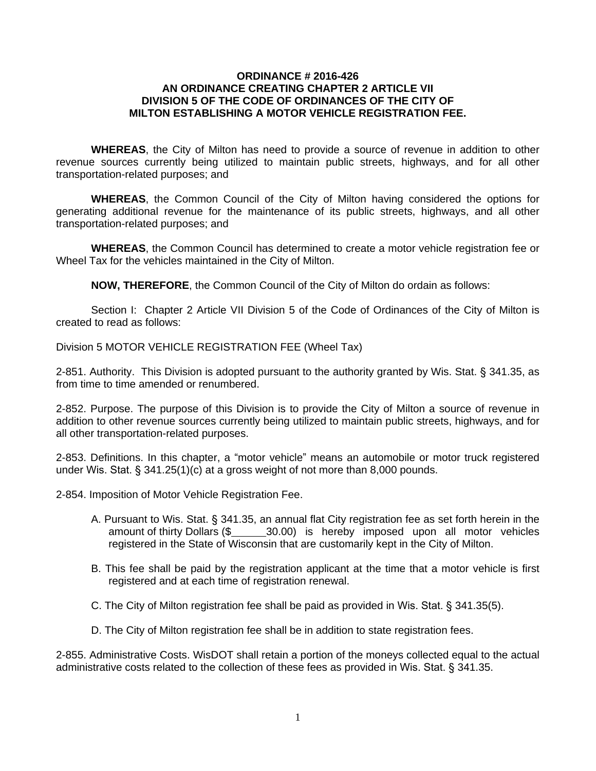# ORDINANCE # 2016-426
## AN ORDINANCE CREATING CHAPTER 2 ARTICLE VII DIVISION 5 OF THE CODE OF ORDINANCES OF THE CITY OF MILTON ESTABLISHING A MOTOR VEHICLE REGISTRATION FEE.

**WHEREAS**, the City of Milton has need to provide a source of revenue in addition to other revenue sources currently being utilized to maintain public streets, highways, and for all other transportation-related purposes; and

**WHEREAS**, the Common Council of the City of Milton having considered the options for generating additional revenue for the maintenance of its public streets, highways, and all other transportation-related purposes; and

**WHEREAS**, the Common Council has determined to create a motor vehicle registration fee or Wheel Tax for the vehicles maintained in the City of Milton.

**NOW, THEREFORE**, the Common Council of the City of Milton do ordain as follows:

Section I: Chapter 2 Article VII Division 5 of the Code of Ordinances of the City of Milton is created to read as follows:

Division 5 MOTOR VEHICLE REGISTRATION FEE (Wheel Tax)

2-851. Authority. This Division is adopted pursuant to the authority granted by Wis. Stat. § 341.35, as from time to time amended or renumbered.

2-852. Purpose. The purpose of this Division is to provide the City of Milton a source of revenue in addition to other revenue sources currently being utilized to maintain public streets, highways, and for all other transportation-related purposes.

2-853. Definitions. In this chapter, a "motor vehicle" means an automobile or motor truck registered under Wis. Stat. § 341.25(1)(c) at a gross weight of not more than 8,000 pounds.

2-854. Imposition of Motor Vehicle Registration Fee.

A. Pursuant to Wis. Stat. § 341.35, an annual flat City registration fee as set forth herein in the amount of thirty Dollars ($______30.00) is hereby imposed upon all motor vehicles registered in the State of Wisconsin that are customarily kept in the City of Milton.

B. This fee shall be paid by the registration applicant at the time that a motor vehicle is first registered and at each time of registration renewal.

C. The City of Milton registration fee shall be paid as provided in Wis. Stat. § 341.35(5).

D. The City of Milton registration fee shall be in addition to state registration fees.

2-855. Administrative Costs. WisDOT shall retain a portion of the moneys collected equal to the actual administrative costs related to the collection of these fees as provided in Wis. Stat. § 341.35.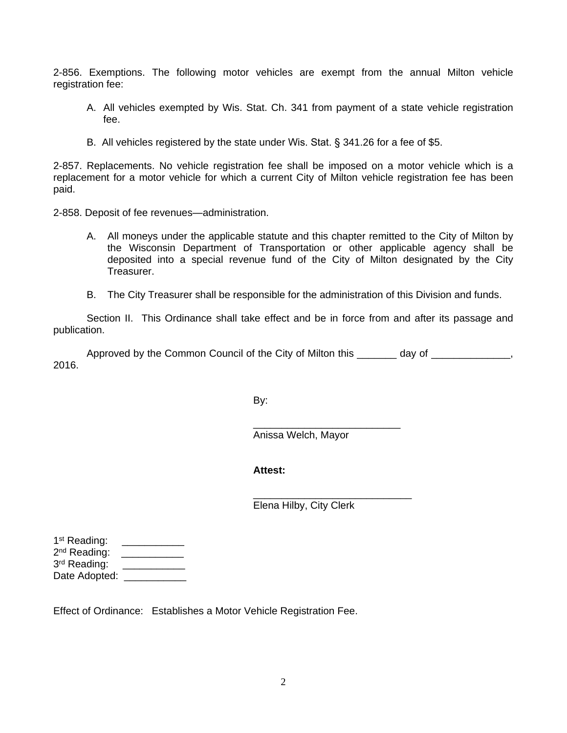2-856. Exemptions. The following motor vehicles are exempt from the annual Milton vehicle registration fee:

A. All vehicles exempted by Wis. Stat. Ch. 341 from payment of a state vehicle registration fee.

B. All vehicles registered by the state under Wis. Stat. § 341.26 for a fee of $5.

2-857. Replacements. No vehicle registration fee shall be imposed on a motor vehicle which is a replacement for a motor vehicle for which a current City of Milton vehicle registration fee has been paid.

2-858. Deposit of fee revenues—administration.

A. All moneys under the applicable statute and this chapter remitted to the City of Milton by the Wisconsin Department of Transportation or other applicable agency shall be deposited into a special revenue fund of the City of Milton designated by the City Treasurer.

B. The City Treasurer shall be responsible for the administration of this Division and funds.

Section II. This Ordinance shall take effect and be in force from and after its passage and publication.

Approved by the Common Council of the City of Milton this _______ day of ______________, 2016.

By:

__________________________
Anissa Welch, Mayor

**Attest:**

____________________________
Elena Hilby, City Clerk

1st Reading: ___________
2nd Reading: ___________
3rd Reading: ___________
Date Adopted: ___________

Effect of Ordinance: Establishes a Motor Vehicle Registration Fee.